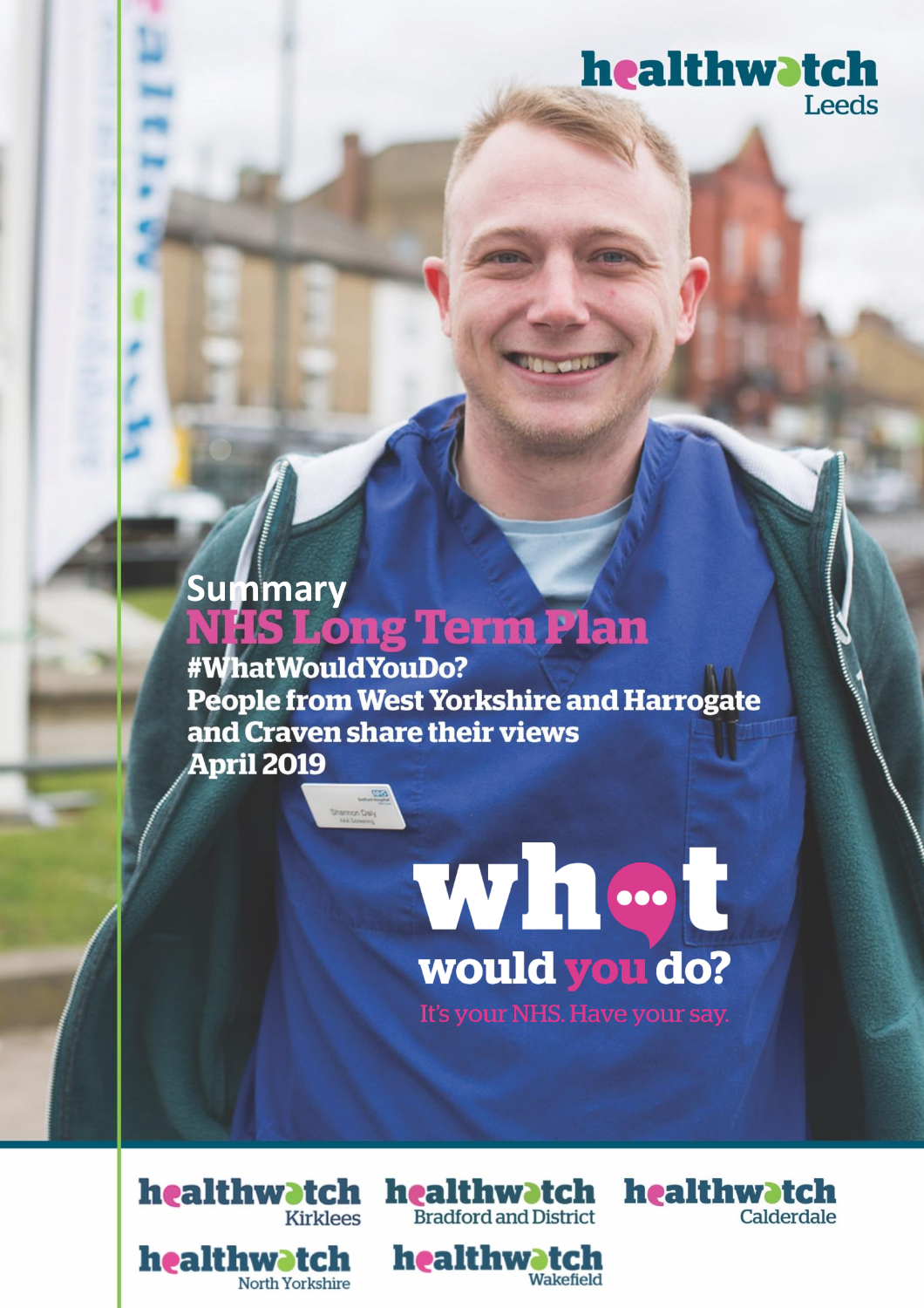healthwatch Leeds

Summary

# NHS Long Term Plan

**#WhatWouldYouDo?**

**People from West Yorkshire and Harrogate and Craven share their views**

**April 2019**

what would you do?

It's your NHS. Have your say.

healthwatch Kirklees

healthwatch Bradford and District

healthwatch Calderdale

healthwatch North Yorkshire

healthwatch Wakefield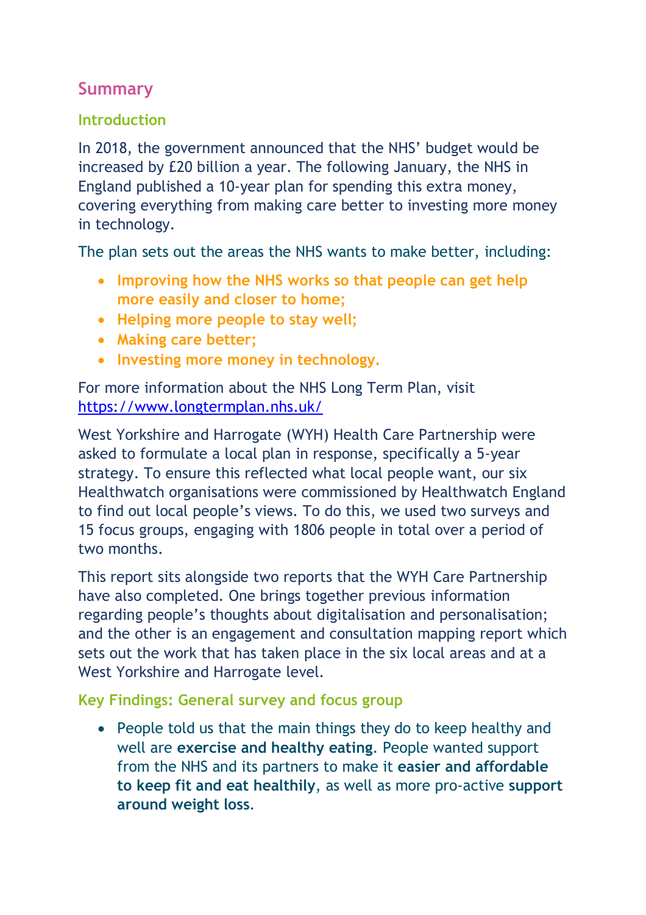# Summary

## Introduction

In 2018, the government announced that the NHS' budget would be increased by £20 billion a year. The following January, the NHS in England published a 10-year plan for spending this extra money, covering everything from making care better to investing more money in technology.

The plan sets out the areas the NHS wants to make better, including:

- **Improving how the NHS works so that people can get help more easily and closer to home;**
- **Helping more people to stay well;**
- **Making care better;**
- **Investing more money in technology.**

For more information about the NHS Long Term Plan, visit [https://www.longtermplan.nhs.uk/](https://www.longtermplan.nhs.uk/)

West Yorkshire and Harrogate (WYH) Health Care Partnership were asked to formulate a local plan in response, specifically a 5-year strategy. To ensure this reflected what local people want, our six Healthwatch organisations were commissioned by Healthwatch England to find out local people's views. To do this, we used two surveys and 15 focus groups, engaging with 1806 people in total over a period of two months.

This report sits alongside two reports that the WYH Care Partnership have also completed. One brings together previous information regarding people's thoughts about digitalisation and personalisation; and the other is an engagement and consultation mapping report which sets out the work that has taken place in the six local areas and at a West Yorkshire and Harrogate level.

## Key Findings: General survey and focus group

- People told us that the main things they do to keep healthy and well are **exercise and healthy eating**. People wanted support from the NHS and its partners to make it **easier and affordable to keep fit and eat healthily**, as well as more pro-active **support around weight loss**.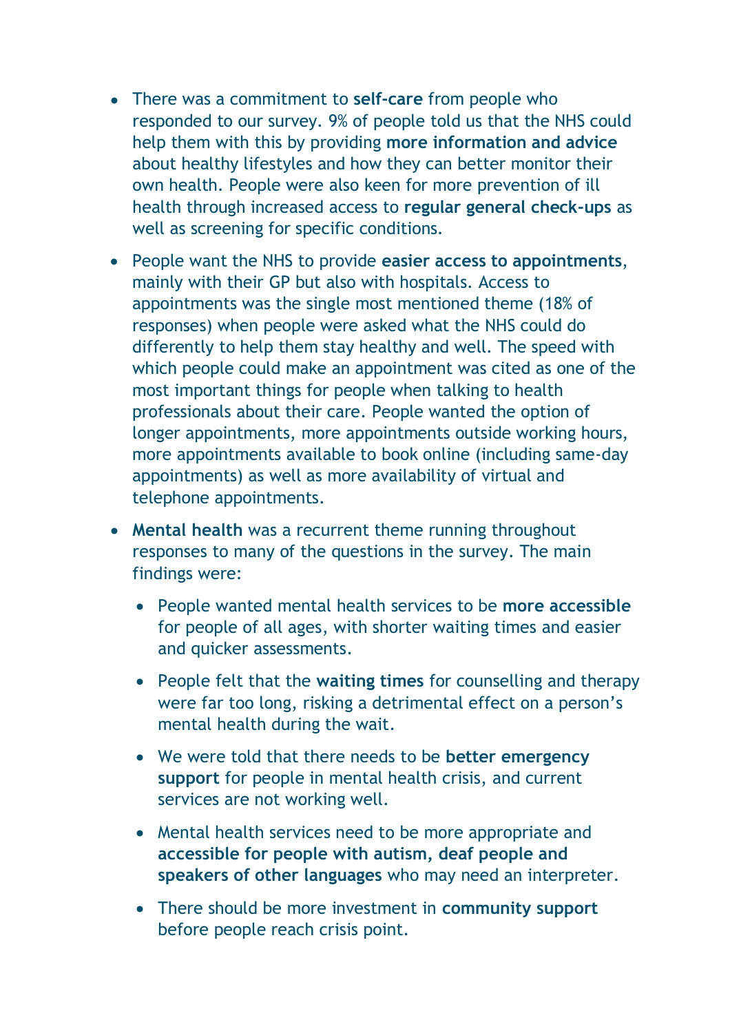- There was a commitment to **self-care** from people who responded to our survey. 9% of people told us that the NHS could help them with this by providing **more information and advice** about healthy lifestyles and how they can better monitor their own health. People were also keen for more prevention of ill health through increased access to **regular general check-ups** as well as screening for specific conditions.

- People want the NHS to provide **easier access to appointments**, mainly with their GP but also with hospitals. Access to appointments was the single most mentioned theme (18% of responses) when people were asked what the NHS could do differently to help them stay healthy and well. The speed with which people could make an appointment was cited as one of the most important things for people when talking to health professionals about their care. People wanted the option of longer appointments, more appointments outside working hours, more appointments available to book online (including same-day appointments) as well as more availability of virtual and telephone appointments.

- **Mental health** was a recurrent theme running throughout responses to many of the questions in the survey. The main findings were:

  - People wanted mental health services to be **more accessible** for people of all ages, with shorter waiting times and easier and quicker assessments.

  - People felt that the **waiting times** for counselling and therapy were far too long, risking a detrimental effect on a person's mental health during the wait.

  - We were told that there needs to be **better emergency support** for people in mental health crisis, and current services are not working well.

  - Mental health services need to be more appropriate and **accessible for people with autism, deaf people and speakers of other languages** who may need an interpreter.

  - There should be more investment in **community support** before people reach crisis point.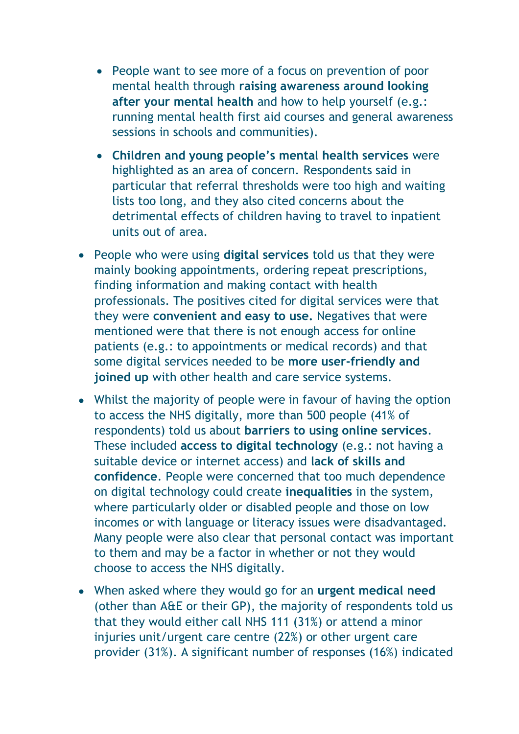- People want to see more of a focus on prevention of poor mental health through **raising awareness around looking after your mental health** and how to help yourself (e.g.: running mental health first aid courses and general awareness sessions in schools and communities).
    - **Children and young people's mental health services** were highlighted as an area of concern. Respondents said in particular that referral thresholds were too high and waiting lists too long, and they also cited concerns about the detrimental effects of children having to travel to inpatient units out of area.

- People who were using **digital services** told us that they were mainly booking appointments, ordering repeat prescriptions, finding information and making contact with health professionals. The positives cited for digital services were that they were **convenient and easy to use.** Negatives that were mentioned were that there is not enough access for online patients (e.g.: to appointments or medical records) and that some digital services needed to be **more user-friendly and joined up** with other health and care service systems.

- Whilst the majority of people were in favour of having the option to access the NHS digitally, more than 500 people (41% of respondents) told us about **barriers to using online services**. These included **access to digital technology** (e.g.: not having a suitable device or internet access) and **lack of skills and confidence**. People were concerned that too much dependence on digital technology could create **inequalities** in the system, where particularly older or disabled people and those on low incomes or with language or literacy issues were disadvantaged. Many people were also clear that personal contact was important to them and may be a factor in whether or not they would choose to access the NHS digitally.

- When asked where they would go for an **urgent medical need** (other than A&E or their GP), the majority of respondents told us that they would either call NHS 111 (31%) or attend a minor injuries unit/urgent care centre (22%) or other urgent care provider (31%). A significant number of responses (16%) indicated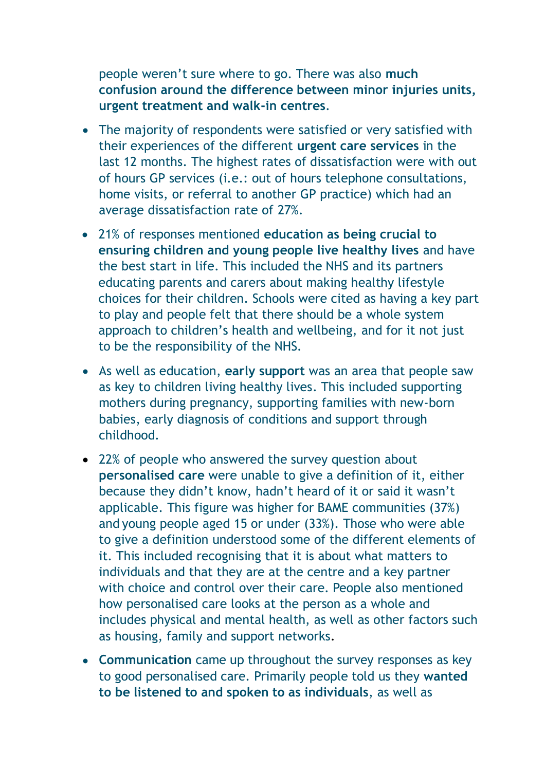people weren't sure where to go. There was also **much confusion around the difference between minor injuries units, urgent treatment and walk-in centres**.

- The majority of respondents were satisfied or very satisfied with their experiences of the different **urgent care services** in the last 12 months. The highest rates of dissatisfaction were with out of hours GP services (i.e.: out of hours telephone consultations, home visits, or referral to another GP practice) which had an average dissatisfaction rate of 27%.
- 21% of responses mentioned **education as being crucial to ensuring children and young people live healthy lives** and have the best start in life. This included the NHS and its partners educating parents and carers about making healthy lifestyle choices for their children. Schools were cited as having a key part to play and people felt that there should be a whole system approach to children's health and wellbeing, and for it not just to be the responsibility of the NHS.
- As well as education, **early support** was an area that people saw as key to children living healthy lives. This included supporting mothers during pregnancy, supporting families with new-born babies, early diagnosis of conditions and support through childhood.
- 22% of people who answered the survey question about **personalised care** were unable to give a definition of it, either because they didn't know, hadn't heard of it or said it wasn't applicable. This figure was higher for BAME communities (37%) and young people aged 15 or under (33%). Those who were able to give a definition understood some of the different elements of it. This included recognising that it is about what matters to individuals and that they are at the centre and a key partner with choice and control over their care. People also mentioned how personalised care looks at the person as a whole and includes physical and mental health, as well as other factors such as housing, family and support networks.
- **Communication** came up throughout the survey responses as key to good personalised care. Primarily people told us they **wanted to be listened to and spoken to as individuals**, as well as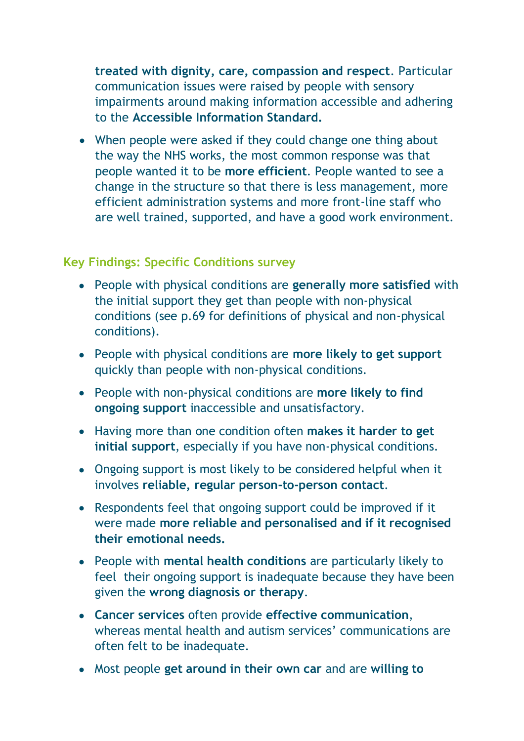**treated with dignity, care, compassion and respect**. Particular communication issues were raised by people with sensory impairments around making information accessible and adhering to the **Accessible Information Standard.**

- When people were asked if they could change one thing about the way the NHS works, the most common response was that people wanted it to be **more efficient**. People wanted to see a change in the structure so that there is less management, more efficient administration systems and more front-line staff who are well trained, supported, and have a good work environment.

## Key Findings: Specific Conditions survey

- People with physical conditions are **generally more satisfied** with the initial support they get than people with non-physical conditions (see p.69 for definitions of physical and non-physical conditions).
- People with physical conditions are **more likely to get support** quickly than people with non-physical conditions.
- People with non-physical conditions are **more likely to find ongoing support** inaccessible and unsatisfactory.
- Having more than one condition often **makes it harder to get initial support**, especially if you have non-physical conditions.
- Ongoing support is most likely to be considered helpful when it involves **reliable, regular person-to-person contact**.
- Respondents feel that ongoing support could be improved if it were made **more reliable and personalised and if it recognised their emotional needs.**
- People with **mental health conditions** are particularly likely to feel their ongoing support is inadequate because they have been given the **wrong diagnosis or therapy**.
- **Cancer services** often provide **effective communication**, whereas mental health and autism services' communications are often felt to be inadequate.
- Most people **get around in their own car** and are **willing to**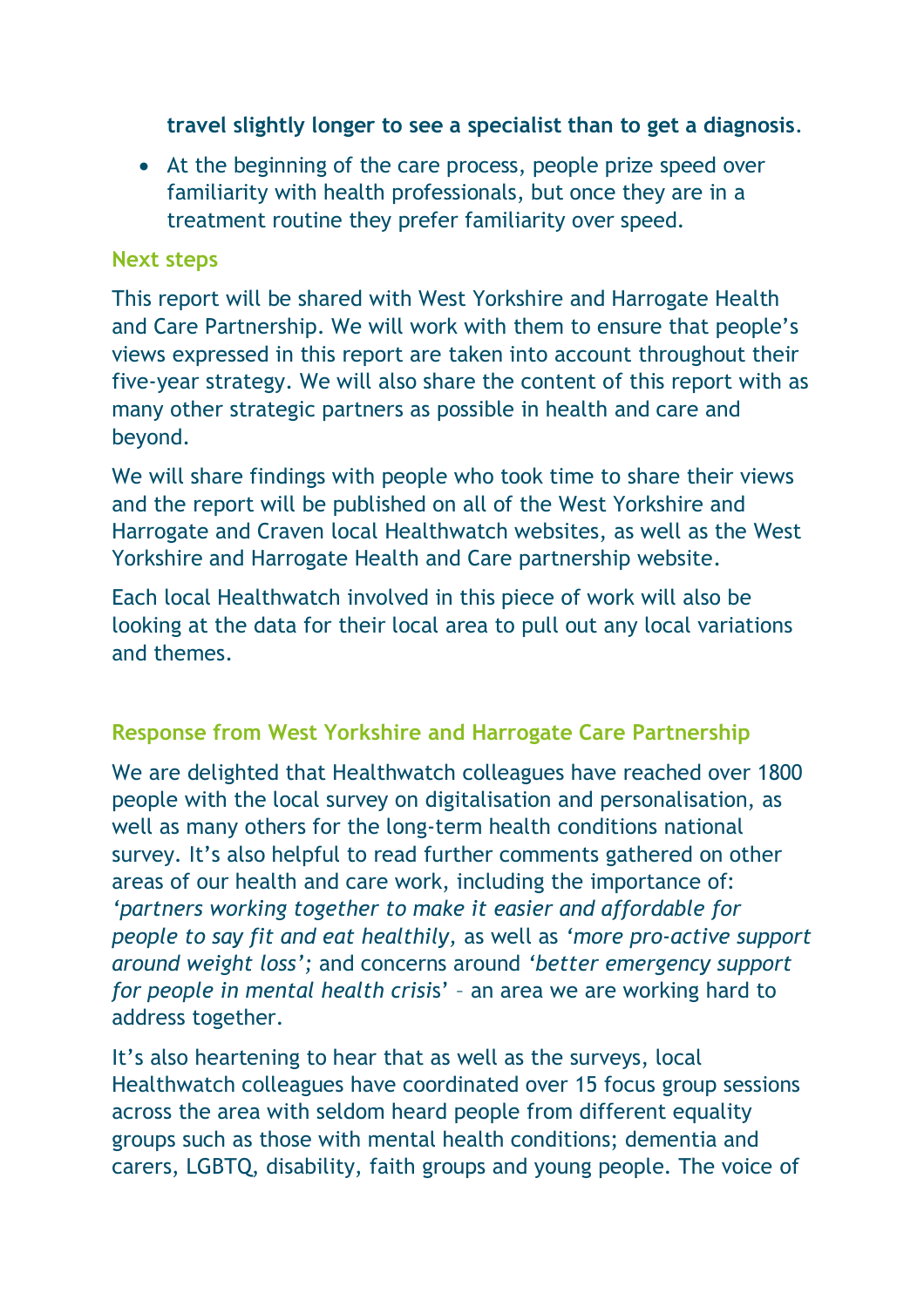**travel slightly longer to see a specialist than to get a diagnosis**.

- At the beginning of the care process, people prize speed over familiarity with health professionals, but once they are in a treatment routine they prefer familiarity over speed.

### Next steps

This report will be shared with West Yorkshire and Harrogate Health and Care Partnership. We will work with them to ensure that people's views expressed in this report are taken into account throughout their five-year strategy. We will also share the content of this report with as many other strategic partners as possible in health and care and beyond.

We will share findings with people who took time to share their views and the report will be published on all of the West Yorkshire and Harrogate and Craven local Healthwatch websites, as well as the West Yorkshire and Harrogate Health and Care partnership website.

Each local Healthwatch involved in this piece of work will also be looking at the data for their local area to pull out any local variations and themes.

### Response from West Yorkshire and Harrogate Care Partnership

We are delighted that Healthwatch colleagues have reached over 1800 people with the local survey on digitalisation and personalisation, as well as many others for the long-term health conditions national survey. It's also helpful to read further comments gathered on other areas of our health and care work, including the importance of: *'partners working together to make it easier and affordable for people to say fit and eat healthily,* as well as *'more pro-active support around weight loss';* and concerns around *'better emergency support for people in mental health crisis'* – an area we are working hard to address together.

It's also heartening to hear that as well as the surveys, local Healthwatch colleagues have coordinated over 15 focus group sessions across the area with seldom heard people from different equality groups such as those with mental health conditions; dementia and carers, LGBTQ, disability, faith groups and young people. The voice of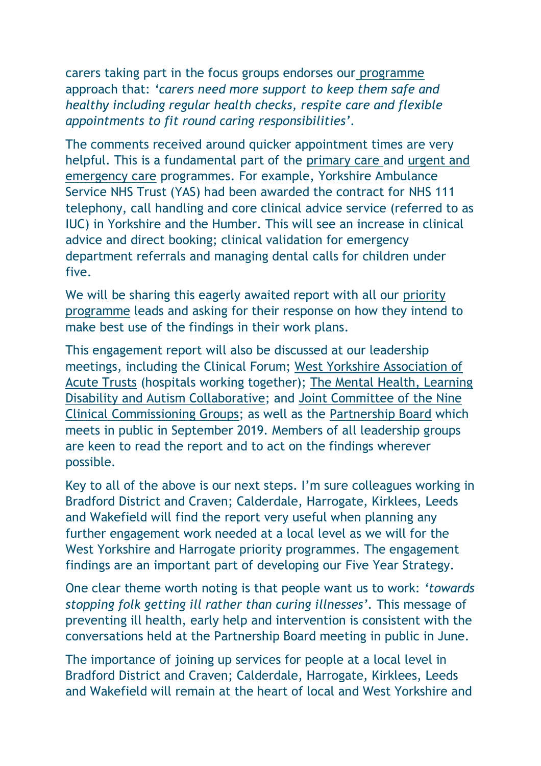carers taking part in the focus groups endorses our programme approach that: *'carers need more support to keep them safe and healthy including regular health checks, respite care and flexible appointments to fit round caring responsibilities'*.

The comments received around quicker appointment times are very helpful. This is a fundamental part of the primary care and urgent and emergency care programmes. For example, Yorkshire Ambulance Service NHS Trust (YAS) had been awarded the contract for NHS 111 telephony, call handling and core clinical advice service (referred to as IUC) in Yorkshire and the Humber. This will see an increase in clinical advice and direct booking; clinical validation for emergency department referrals and managing dental calls for children under five.

We will be sharing this eagerly awaited report with all our priority programme leads and asking for their response on how they intend to make best use of the findings in their work plans.

This engagement report will also be discussed at our leadership meetings, including the Clinical Forum; West Yorkshire Association of Acute Trusts (hospitals working together); The Mental Health, Learning Disability and Autism Collaborative; and Joint Committee of the Nine Clinical Commissioning Groups; as well as the Partnership Board which meets in public in September 2019. Members of all leadership groups are keen to read the report and to act on the findings wherever possible.

Key to all of the above is our next steps. I'm sure colleagues working in Bradford District and Craven; Calderdale, Harrogate, Kirklees, Leeds and Wakefield will find the report very useful when planning any further engagement work needed at a local level as we will for the West Yorkshire and Harrogate priority programmes. The engagement findings are an important part of developing our Five Year Strategy.

One clear theme worth noting is that people want us to work: *'towards stopping folk getting ill rather than curing illnesses'*. This message of preventing ill health, early help and intervention is consistent with the conversations held at the Partnership Board meeting in public in June.

The importance of joining up services for people at a local level in Bradford District and Craven; Calderdale, Harrogate, Kirklees, Leeds and Wakefield will remain at the heart of local and West Yorkshire and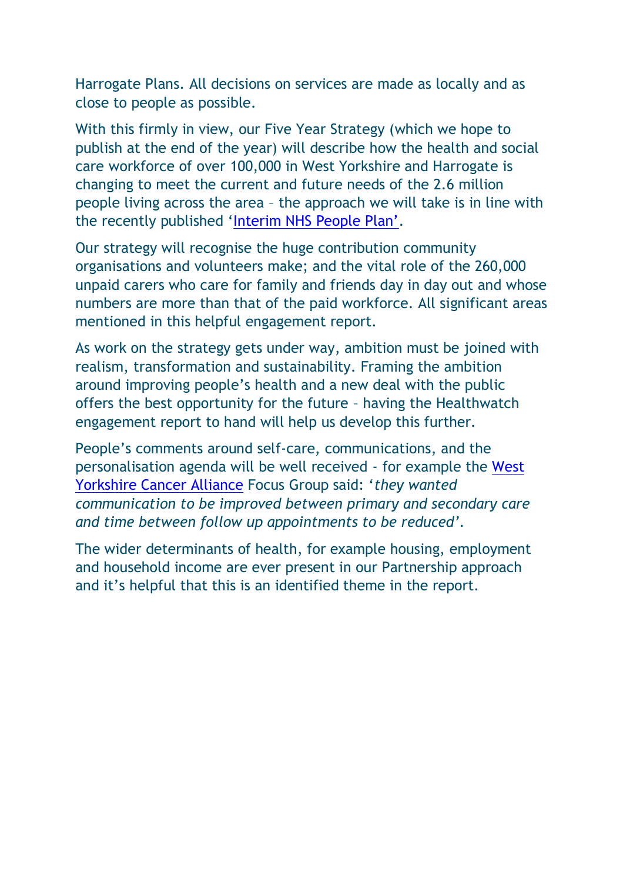Harrogate Plans. All decisions on services are made as locally and as close to people as possible.

With this firmly in view, our Five Year Strategy (which we hope to publish at the end of the year) will describe how the health and social care workforce of over 100,000 in West Yorkshire and Harrogate is changing to meet the current and future needs of the 2.6 million people living across the area – the approach we will take is in line with the recently published 'Interim NHS People Plan'.

Our strategy will recognise the huge contribution community organisations and volunteers make; and the vital role of the 260,000 unpaid carers who care for family and friends day in day out and whose numbers are more than that of the paid workforce. All significant areas mentioned in this helpful engagement report.

As work on the strategy gets under way, ambition must be joined with realism, transformation and sustainability. Framing the ambition around improving people's health and a new deal with the public offers the best opportunity for the future – having the Healthwatch engagement report to hand will help us develop this further.

People's comments around self-care, communications, and the personalisation agenda will be well received - for example the West Yorkshire Cancer Alliance Focus Group said: '*they wanted communication to be improved between primary and secondary care and time between follow up appointments to be reduced*'.

The wider determinants of health, for example housing, employment and household income are ever present in our Partnership approach and it's helpful that this is an identified theme in the report.